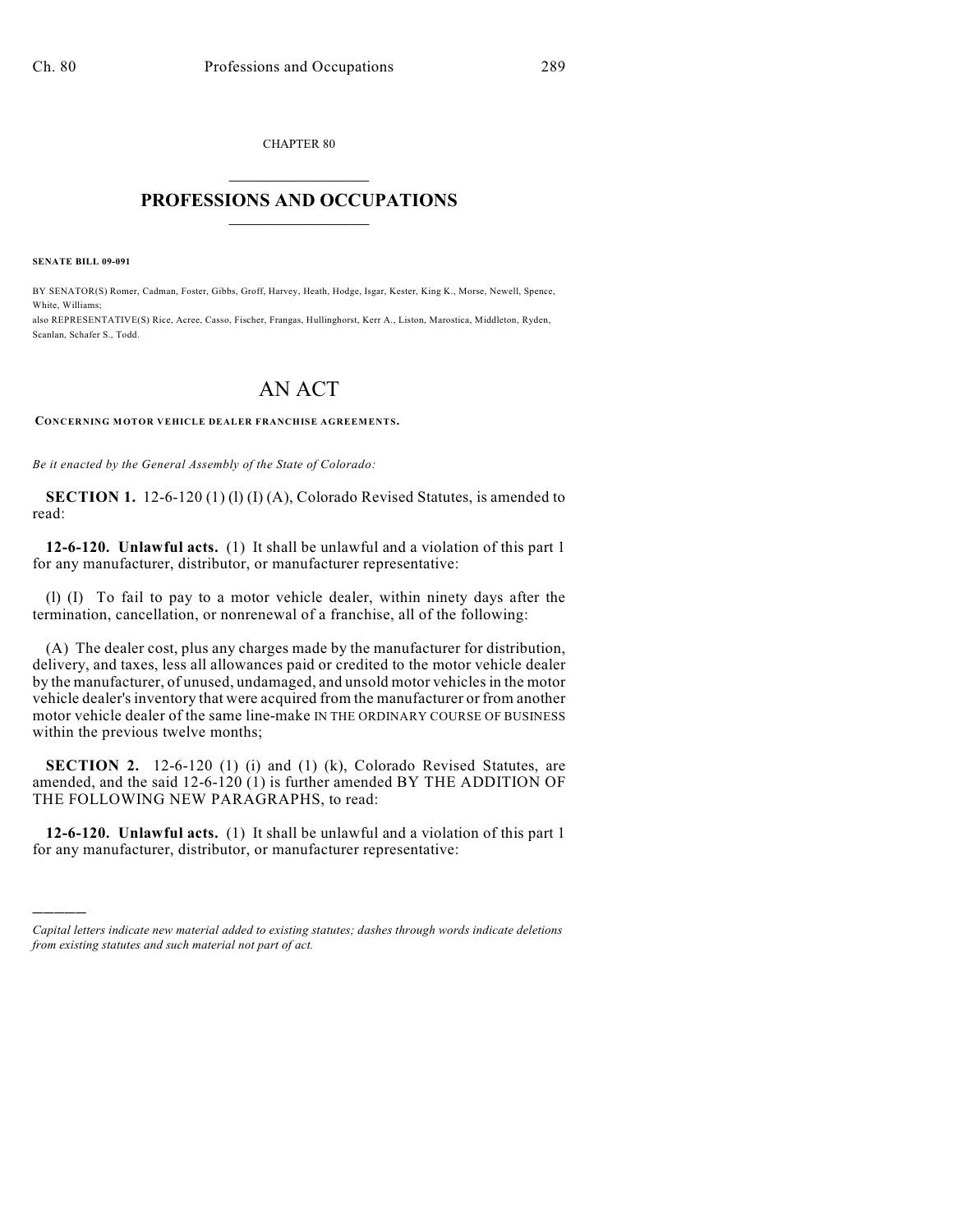CHAPTER 80

# PROFESSIONS AND OCCUPATIONS

**SENATE BILL 09-091**

BY SENATOR(S) Romer, Cadman, Foster, Gibbs, Groff, Harvey, Heath, Hodge, Isgar, Kester, King K., Morse, Newell, Spence, White, Williams;
also REPRESENTATIVE(S) Rice, Acree, Casso, Fischer, Frangas, Hullinghorst, Kerr A., Liston, Marostica, Middleton, Ryden, Scanlan, Schafer S., Todd.

# AN ACT

**CONCERNING MOTOR VEHICLE DEALER FRANCHISE AGREEMENTS.**

*Be it enacted by the General Assembly of the State of Colorado:*

**SECTION 1.** 12-6-120 (1) (l) (I) (A), Colorado Revised Statutes, is amended to read:

**12-6-120. Unlawful acts.** (1) It shall be unlawful and a violation of this part 1 for any manufacturer, distributor, or manufacturer representative:

(l) (I) To fail to pay to a motor vehicle dealer, within ninety days after the termination, cancellation, or nonrenewal of a franchise, all of the following:

(A) The dealer cost, plus any charges made by the manufacturer for distribution, delivery, and taxes, less all allowances paid or credited to the motor vehicle dealer by the manufacturer, of unused, undamaged, and unsold motor vehicles in the motor vehicle dealer's inventory that were acquired from the manufacturer or from another motor vehicle dealer of the same line-make IN THE ORDINARY COURSE OF BUSINESS within the previous twelve months;

**SECTION 2.** 12-6-120 (1) (i) and (1) (k), Colorado Revised Statutes, are amended, and the said 12-6-120 (1) is further amended BY THE ADDITION OF THE FOLLOWING NEW PARAGRAPHS, to read:

**12-6-120. Unlawful acts.** (1) It shall be unlawful and a violation of this part 1 for any manufacturer, distributor, or manufacturer representative:

---

*Capital letters indicate new material added to existing statutes; dashes through words indicate deletions from existing statutes and such material not part of act.*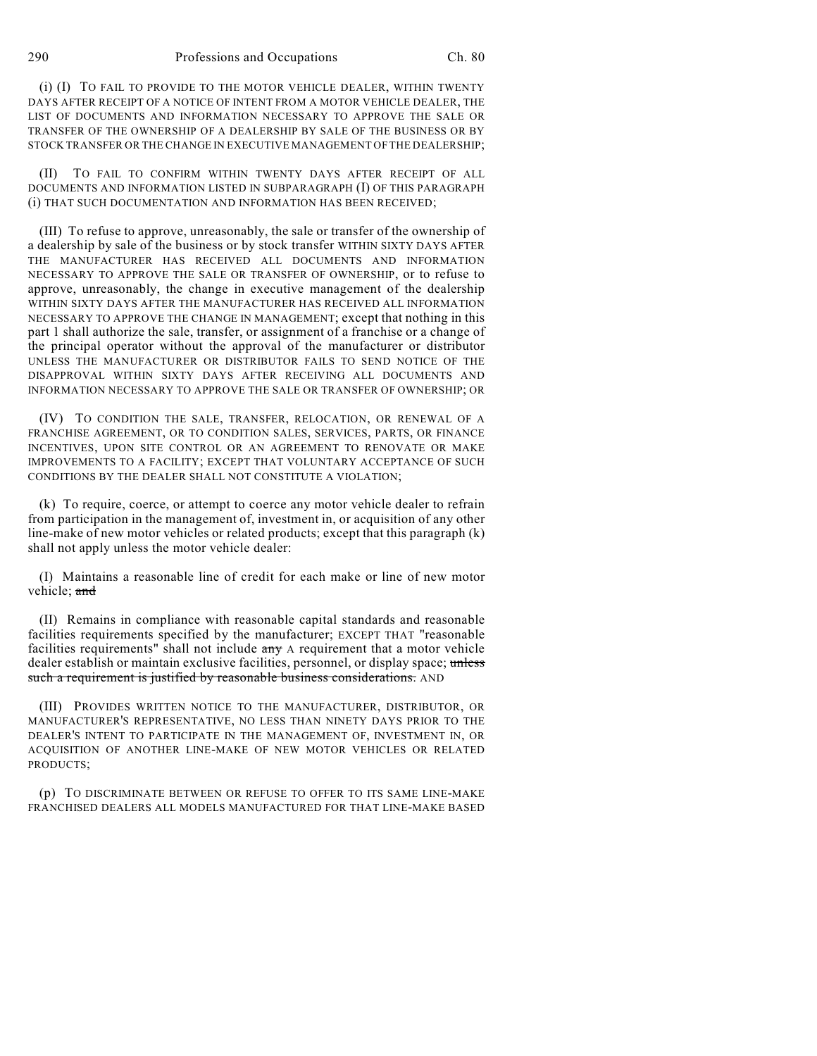(i) (I) TO FAIL TO PROVIDE TO THE MOTOR VEHICLE DEALER, WITHIN TWENTY DAYS AFTER RECEIPT OF A NOTICE OF INTENT FROM A MOTOR VEHICLE DEALER, THE LIST OF DOCUMENTS AND INFORMATION NECESSARY TO APPROVE THE SALE OR TRANSFER OF THE OWNERSHIP OF A DEALERSHIP BY SALE OF THE BUSINESS OR BY STOCK TRANSFER OR THE CHANGE IN EXECUTIVE MANAGEMENT OF THE DEALERSHIP;

(II) TO FAIL TO CONFIRM WITHIN TWENTY DAYS AFTER RECEIPT OF ALL DOCUMENTS AND INFORMATION LISTED IN SUBPARAGRAPH (I) OF THIS PARAGRAPH (i) THAT SUCH DOCUMENTATION AND INFORMATION HAS BEEN RECEIVED;

(III) To refuse to approve, unreasonably, the sale or transfer of the ownership of a dealership by sale of the business or by stock transfer WITHIN SIXTY DAYS AFTER THE MANUFACTURER HAS RECEIVED ALL DOCUMENTS AND INFORMATION NECESSARY TO APPROVE THE SALE OR TRANSFER OF OWNERSHIP, or to refuse to approve, unreasonably, the change in executive management of the dealership WITHIN SIXTY DAYS AFTER THE MANUFACTURER HAS RECEIVED ALL INFORMATION NECESSARY TO APPROVE THE CHANGE IN MANAGEMENT; except that nothing in this part 1 shall authorize the sale, transfer, or assignment of a franchise or a change of the principal operator without the approval of the manufacturer or distributor UNLESS THE MANUFACTURER OR DISTRIBUTOR FAILS TO SEND NOTICE OF THE DISAPPROVAL WITHIN SIXTY DAYS AFTER RECEIVING ALL DOCUMENTS AND INFORMATION NECESSARY TO APPROVE THE SALE OR TRANSFER OF OWNERSHIP; OR

(IV) TO CONDITION THE SALE, TRANSFER, RELOCATION, OR RENEWAL OF A FRANCHISE AGREEMENT, OR TO CONDITION SALES, SERVICES, PARTS, OR FINANCE INCENTIVES, UPON SITE CONTROL OR AN AGREEMENT TO RENOVATE OR MAKE IMPROVEMENTS TO A FACILITY; EXCEPT THAT VOLUNTARY ACCEPTANCE OF SUCH CONDITIONS BY THE DEALER SHALL NOT CONSTITUTE A VIOLATION;

(k) To require, coerce, or attempt to coerce any motor vehicle dealer to refrain from participation in the management of, investment in, or acquisition of any other line-make of new motor vehicles or related products; except that this paragraph (k) shall not apply unless the motor vehicle dealer:

(I) Maintains a reasonable line of credit for each make or line of new motor vehicle; ~~and~~

(II) Remains in compliance with reasonable capital standards and reasonable facilities requirements specified by the manufacturer; EXCEPT THAT "reasonable facilities requirements" shall not include ~~any~~ A requirement that a motor vehicle dealer establish or maintain exclusive facilities, personnel, or display space; ~~unless such a requirement is justified by reasonable business considerations.~~ AND

(III) PROVIDES WRITTEN NOTICE TO THE MANUFACTURER, DISTRIBUTOR, OR MANUFACTURER'S REPRESENTATIVE, NO LESS THAN NINETY DAYS PRIOR TO THE DEALER'S INTENT TO PARTICIPATE IN THE MANAGEMENT OF, INVESTMENT IN, OR ACQUISITION OF ANOTHER LINE-MAKE OF NEW MOTOR VEHICLES OR RELATED PRODUCTS;

(p) TO DISCRIMINATE BETWEEN OR REFUSE TO OFFER TO ITS SAME LINE-MAKE FRANCHISED DEALERS ALL MODELS MANUFACTURED FOR THAT LINE-MAKE BASED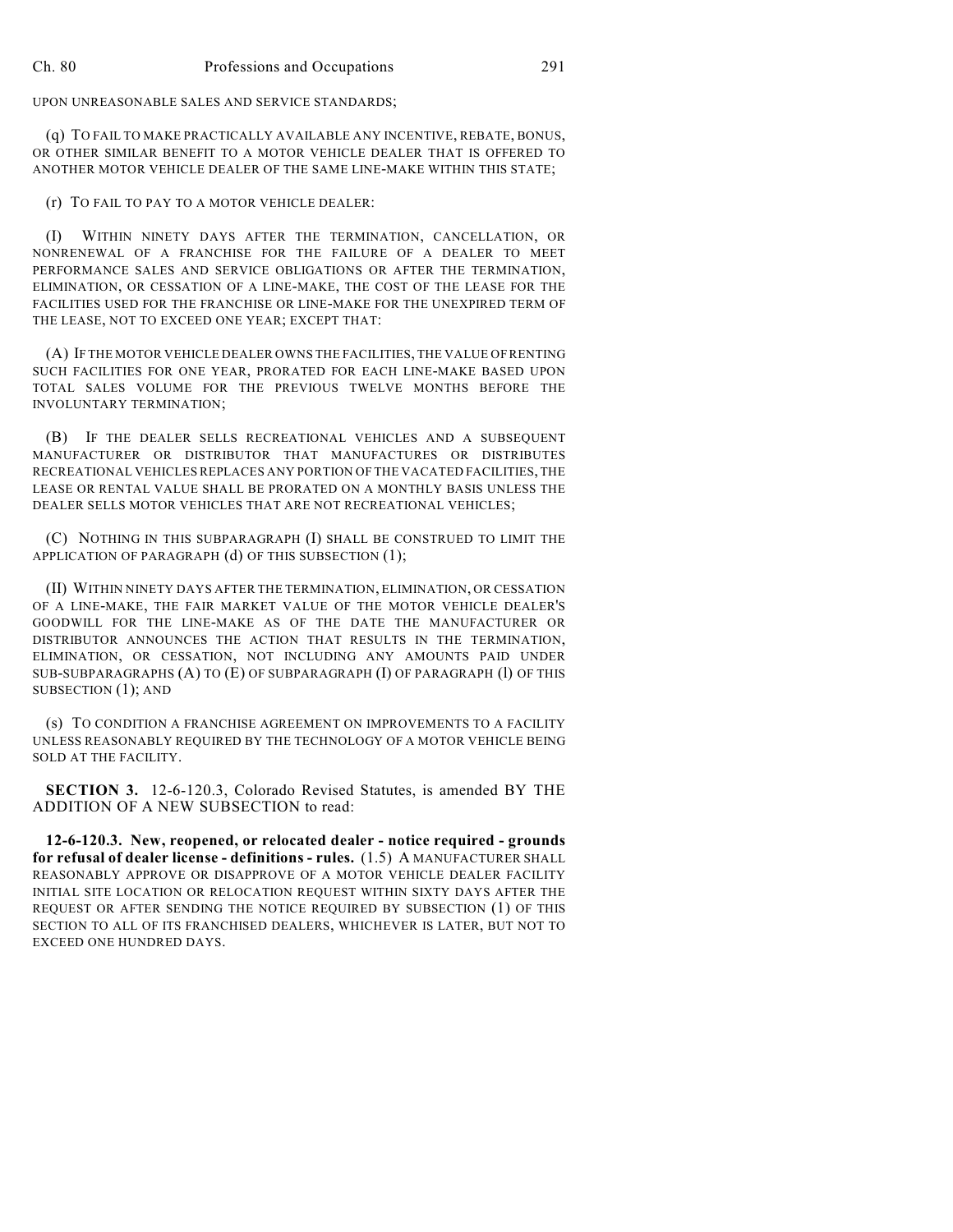UPON UNREASONABLE SALES AND SERVICE STANDARDS;

(q) TO FAIL TO MAKE PRACTICALLY AVAILABLE ANY INCENTIVE, REBATE, BONUS, OR OTHER SIMILAR BENEFIT TO A MOTOR VEHICLE DEALER THAT IS OFFERED TO ANOTHER MOTOR VEHICLE DEALER OF THE SAME LINE-MAKE WITHIN THIS STATE;

(r) TO FAIL TO PAY TO A MOTOR VEHICLE DEALER:

(I) WITHIN NINETY DAYS AFTER THE TERMINATION, CANCELLATION, OR NONRENEWAL OF A FRANCHISE FOR THE FAILURE OF A DEALER TO MEET PERFORMANCE SALES AND SERVICE OBLIGATIONS OR AFTER THE TERMINATION, ELIMINATION, OR CESSATION OF A LINE-MAKE, THE COST OF THE LEASE FOR THE FACILITIES USED FOR THE FRANCHISE OR LINE-MAKE FOR THE UNEXPIRED TERM OF THE LEASE, NOT TO EXCEED ONE YEAR; EXCEPT THAT:

(A) IF THE MOTOR VEHICLE DEALER OWNS THE FACILITIES, THE VALUE OF RENTING SUCH FACILITIES FOR ONE YEAR, PRORATED FOR EACH LINE-MAKE BASED UPON TOTAL SALES VOLUME FOR THE PREVIOUS TWELVE MONTHS BEFORE THE INVOLUNTARY TERMINATION;

(B) IF THE DEALER SELLS RECREATIONAL VEHICLES AND A SUBSEQUENT MANUFACTURER OR DISTRIBUTOR THAT MANUFACTURES OR DISTRIBUTES RECREATIONAL VEHICLES REPLACES ANY PORTION OF THE VACATED FACILITIES, THE LEASE OR RENTAL VALUE SHALL BE PRORATED ON A MONTHLY BASIS UNLESS THE DEALER SELLS MOTOR VEHICLES THAT ARE NOT RECREATIONAL VEHICLES;

(C) NOTHING IN THIS SUBPARAGRAPH (I) SHALL BE CONSTRUED TO LIMIT THE APPLICATION OF PARAGRAPH (d) OF THIS SUBSECTION (1);

(II) WITHIN NINETY DAYS AFTER THE TERMINATION, ELIMINATION, OR CESSATION OF A LINE-MAKE, THE FAIR MARKET VALUE OF THE MOTOR VEHICLE DEALER'S GOODWILL FOR THE LINE-MAKE AS OF THE DATE THE MANUFACTURER OR DISTRIBUTOR ANNOUNCES THE ACTION THAT RESULTS IN THE TERMINATION, ELIMINATION, OR CESSATION, NOT INCLUDING ANY AMOUNTS PAID UNDER SUB-SUBPARAGRAPHS (A) TO (E) OF SUBPARAGRAPH (I) OF PARAGRAPH (l) OF THIS SUBSECTION (1); AND

(s) TO CONDITION A FRANCHISE AGREEMENT ON IMPROVEMENTS TO A FACILITY UNLESS REASONABLY REQUIRED BY THE TECHNOLOGY OF A MOTOR VEHICLE BEING SOLD AT THE FACILITY.

**SECTION 3.** 12-6-120.3, Colorado Revised Statutes, is amended BY THE ADDITION OF A NEW SUBSECTION to read:

**12-6-120.3. New, reopened, or relocated dealer - notice required - grounds for refusal of dealer license - definitions - rules.** (1.5) A MANUFACTURER SHALL REASONABLY APPROVE OR DISAPPROVE OF A MOTOR VEHICLE DEALER FACILITY INITIAL SITE LOCATION OR RELOCATION REQUEST WITHIN SIXTY DAYS AFTER THE REQUEST OR AFTER SENDING THE NOTICE REQUIRED BY SUBSECTION (1) OF THIS SECTION TO ALL OF ITS FRANCHISED DEALERS, WHICHEVER IS LATER, BUT NOT TO EXCEED ONE HUNDRED DAYS.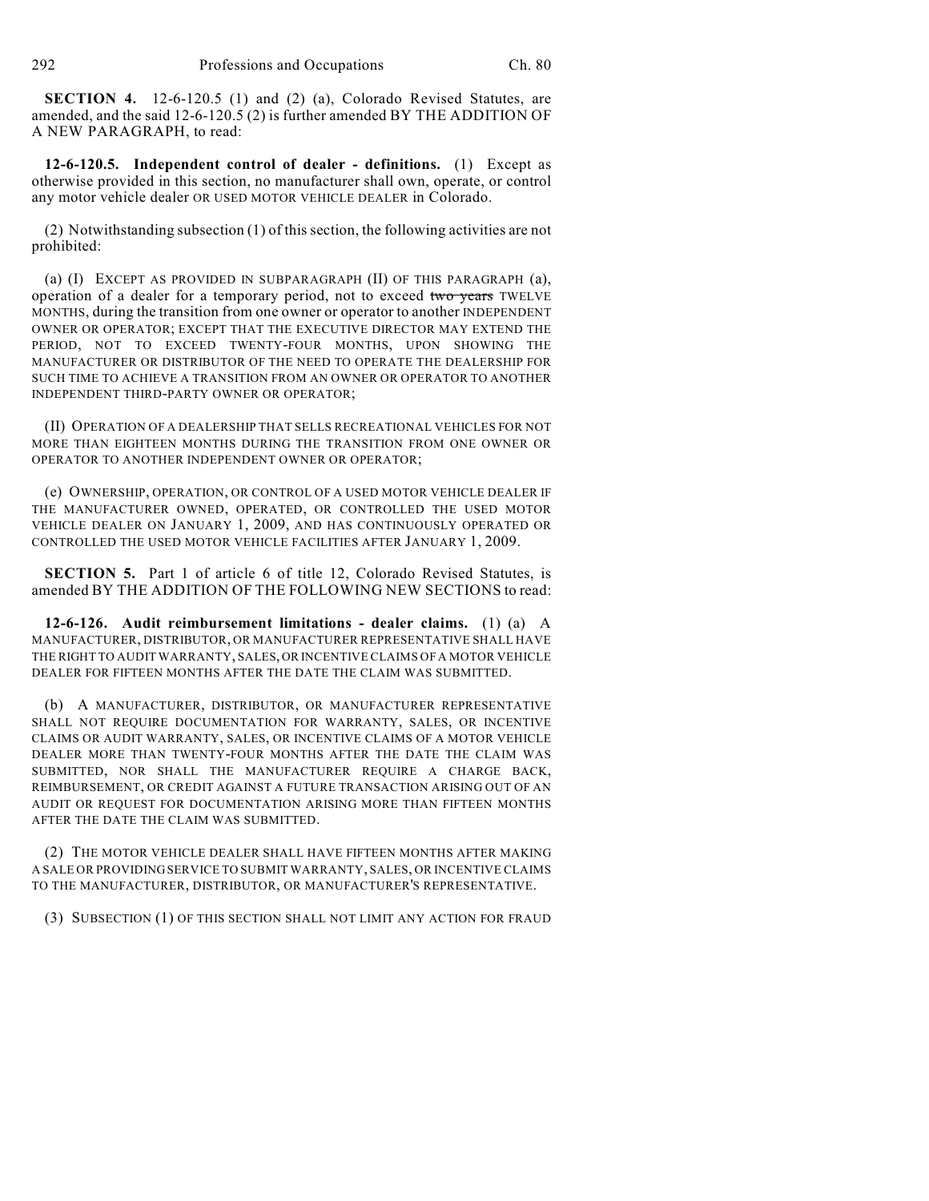**SECTION 4.** 12-6-120.5 (1) and (2) (a), Colorado Revised Statutes, are amended, and the said 12-6-120.5 (2) is further amended BY THE ADDITION OF A NEW PARAGRAPH, to read:

**12-6-120.5. Independent control of dealer - definitions.** (1) Except as otherwise provided in this section, no manufacturer shall own, operate, or control any motor vehicle dealer OR USED MOTOR VEHICLE DEALER in Colorado.

(2) Notwithstanding subsection (1) of this section, the following activities are not prohibited:

(a) (I) EXCEPT AS PROVIDED IN SUBPARAGRAPH (II) OF THIS PARAGRAPH (a), operation of a dealer for a temporary period, not to exceed ~~two years~~ TWELVE MONTHS, during the transition from one owner or operator to another INDEPENDENT OWNER OR OPERATOR; EXCEPT THAT THE EXECUTIVE DIRECTOR MAY EXTEND THE PERIOD, NOT TO EXCEED TWENTY-FOUR MONTHS, UPON SHOWING THE MANUFACTURER OR DISTRIBUTOR OF THE NEED TO OPERATE THE DEALERSHIP FOR SUCH TIME TO ACHIEVE A TRANSITION FROM AN OWNER OR OPERATOR TO ANOTHER INDEPENDENT THIRD-PARTY OWNER OR OPERATOR;

(II) OPERATION OF A DEALERSHIP THAT SELLS RECREATIONAL VEHICLES FOR NOT MORE THAN EIGHTEEN MONTHS DURING THE TRANSITION FROM ONE OWNER OR OPERATOR TO ANOTHER INDEPENDENT OWNER OR OPERATOR;

(e) OWNERSHIP, OPERATION, OR CONTROL OF A USED MOTOR VEHICLE DEALER IF THE MANUFACTURER OWNED, OPERATED, OR CONTROLLED THE USED MOTOR VEHICLE DEALER ON JANUARY 1, 2009, AND HAS CONTINUOUSLY OPERATED OR CONTROLLED THE USED MOTOR VEHICLE FACILITIES AFTER JANUARY 1, 2009.

**SECTION 5.** Part 1 of article 6 of title 12, Colorado Revised Statutes, is amended BY THE ADDITION OF THE FOLLOWING NEW SECTIONS to read:

**12-6-126. Audit reimbursement limitations - dealer claims.** (1) (a) A MANUFACTURER, DISTRIBUTOR, OR MANUFACTURER REPRESENTATIVE SHALL HAVE THE RIGHT TO AUDIT WARRANTY, SALES, OR INCENTIVE CLAIMS OF A MOTOR VEHICLE DEALER FOR FIFTEEN MONTHS AFTER THE DATE THE CLAIM WAS SUBMITTED.

(b) A MANUFACTURER, DISTRIBUTOR, OR MANUFACTURER REPRESENTATIVE SHALL NOT REQUIRE DOCUMENTATION FOR WARRANTY, SALES, OR INCENTIVE CLAIMS OR AUDIT WARRANTY, SALES, OR INCENTIVE CLAIMS OF A MOTOR VEHICLE DEALER MORE THAN TWENTY-FOUR MONTHS AFTER THE DATE THE CLAIM WAS SUBMITTED, NOR SHALL THE MANUFACTURER REQUIRE A CHARGE BACK, REIMBURSEMENT, OR CREDIT AGAINST A FUTURE TRANSACTION ARISING OUT OF AN AUDIT OR REQUEST FOR DOCUMENTATION ARISING MORE THAN FIFTEEN MONTHS AFTER THE DATE THE CLAIM WAS SUBMITTED.

(2) THE MOTOR VEHICLE DEALER SHALL HAVE FIFTEEN MONTHS AFTER MAKING A SALE OR PROVIDING SERVICE TO SUBMIT WARRANTY, SALES, OR INCENTIVE CLAIMS TO THE MANUFACTURER, DISTRIBUTOR, OR MANUFACTURER'S REPRESENTATIVE.

(3) SUBSECTION (1) OF THIS SECTION SHALL NOT LIMIT ANY ACTION FOR FRAUD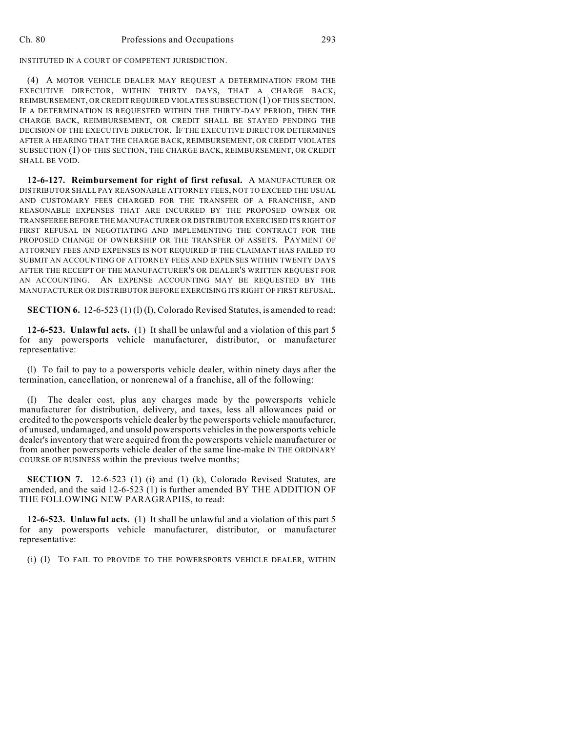INSTITUTED IN A COURT OF COMPETENT JURISDICTION.

(4) A MOTOR VEHICLE DEALER MAY REQUEST A DETERMINATION FROM THE EXECUTIVE DIRECTOR, WITHIN THIRTY DAYS, THAT A CHARGE BACK, REIMBURSEMENT, OR CREDIT REQUIRED VIOLATES SUBSECTION (1) OF THIS SECTION. IF A DETERMINATION IS REQUESTED WITHIN THE THIRTY-DAY PERIOD, THEN THE CHARGE BACK, REIMBURSEMENT, OR CREDIT SHALL BE STAYED PENDING THE DECISION OF THE EXECUTIVE DIRECTOR. IF THE EXECUTIVE DIRECTOR DETERMINES AFTER A HEARING THAT THE CHARGE BACK, REIMBURSEMENT, OR CREDIT VIOLATES SUBSECTION (1) OF THIS SECTION, THE CHARGE BACK, REIMBURSEMENT, OR CREDIT SHALL BE VOID.

**12-6-127. Reimbursement for right of first refusal.** A MANUFACTURER OR DISTRIBUTOR SHALL PAY REASONABLE ATTORNEY FEES, NOT TO EXCEED THE USUAL AND CUSTOMARY FEES CHARGED FOR THE TRANSFER OF A FRANCHISE, AND REASONABLE EXPENSES THAT ARE INCURRED BY THE PROPOSED OWNER OR TRANSFEREE BEFORE THE MANUFACTURER OR DISTRIBUTOR EXERCISED ITS RIGHT OF FIRST REFUSAL IN NEGOTIATING AND IMPLEMENTING THE CONTRACT FOR THE PROPOSED CHANGE OF OWNERSHIP OR THE TRANSFER OF ASSETS. PAYMENT OF ATTORNEY FEES AND EXPENSES IS NOT REQUIRED IF THE CLAIMANT HAS FAILED TO SUBMIT AN ACCOUNTING OF ATTORNEY FEES AND EXPENSES WITHIN TWENTY DAYS AFTER THE RECEIPT OF THE MANUFACTURER'S OR DEALER'S WRITTEN REQUEST FOR AN ACCOUNTING. AN EXPENSE ACCOUNTING MAY BE REQUESTED BY THE MANUFACTURER OR DISTRIBUTOR BEFORE EXERCISING ITS RIGHT OF FIRST REFUSAL.

**SECTION 6.** 12-6-523 (1) (l) (I), Colorado Revised Statutes, is amended to read:

**12-6-523. Unlawful acts.** (1) It shall be unlawful and a violation of this part 5 for any powersports vehicle manufacturer, distributor, or manufacturer representative:

(l) To fail to pay to a powersports vehicle dealer, within ninety days after the termination, cancellation, or nonrenewal of a franchise, all of the following:

(I) The dealer cost, plus any charges made by the powersports vehicle manufacturer for distribution, delivery, and taxes, less all allowances paid or credited to the powersports vehicle dealer by the powersports vehicle manufacturer, of unused, undamaged, and unsold powersports vehicles in the powersports vehicle dealer's inventory that were acquired from the powersports vehicle manufacturer or from another powersports vehicle dealer of the same line-make IN THE ORDINARY COURSE OF BUSINESS within the previous twelve months;

**SECTION 7.** 12-6-523 (1) (i) and (1) (k), Colorado Revised Statutes, are amended, and the said 12-6-523 (1) is further amended BY THE ADDITION OF THE FOLLOWING NEW PARAGRAPHS, to read:

**12-6-523. Unlawful acts.** (1) It shall be unlawful and a violation of this part 5 for any powersports vehicle manufacturer, distributor, or manufacturer representative:

(i) (I) TO FAIL TO PROVIDE TO THE POWERSPORTS VEHICLE DEALER, WITHIN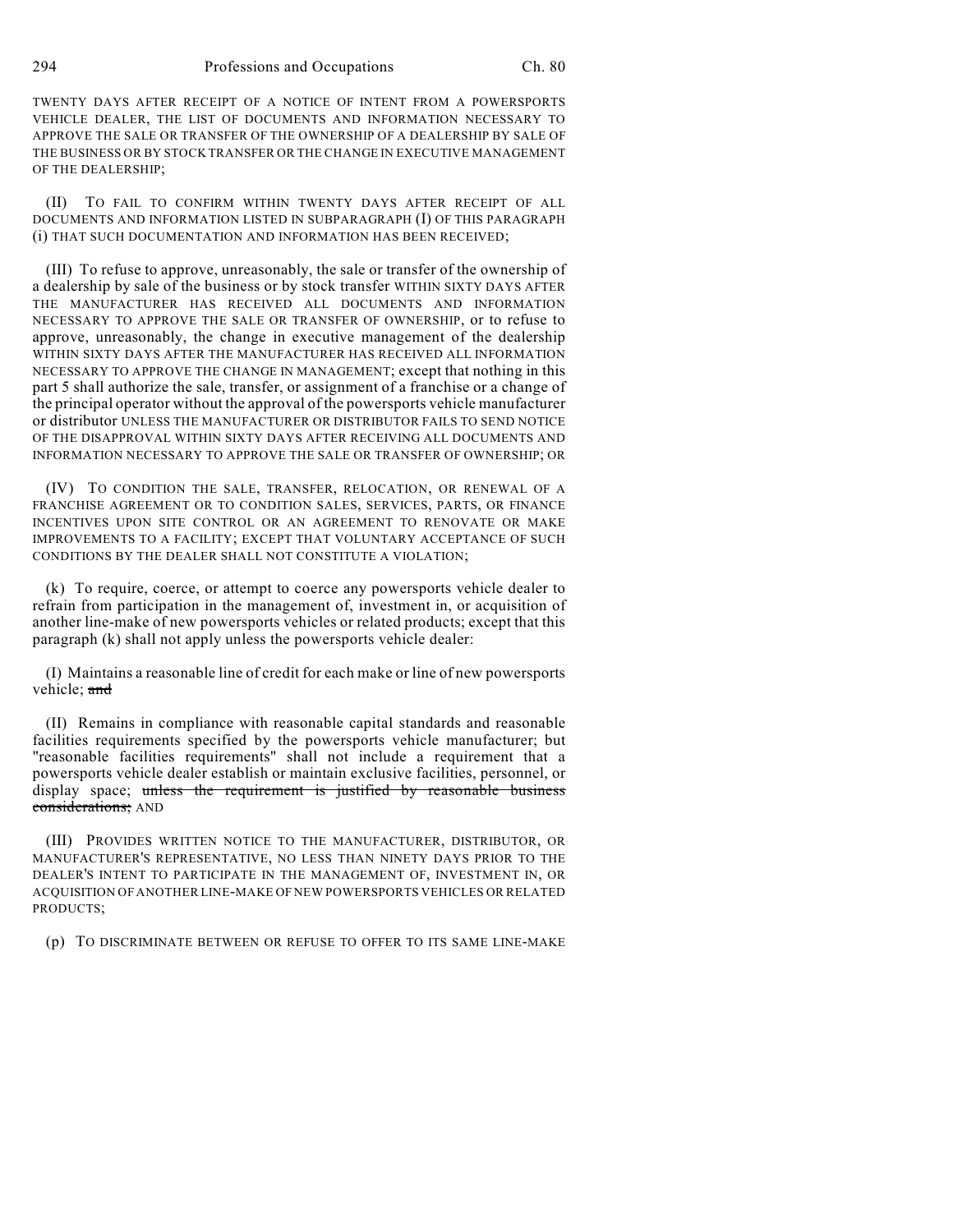TWENTY DAYS AFTER RECEIPT OF A NOTICE OF INTENT FROM A POWERSPORTS VEHICLE DEALER, THE LIST OF DOCUMENTS AND INFORMATION NECESSARY TO APPROVE THE SALE OR TRANSFER OF THE OWNERSHIP OF A DEALERSHIP BY SALE OF THE BUSINESS OR BY STOCK TRANSFER OR THE CHANGE IN EXECUTIVE MANAGEMENT OF THE DEALERSHIP;

(II) TO FAIL TO CONFIRM WITHIN TWENTY DAYS AFTER RECEIPT OF ALL DOCUMENTS AND INFORMATION LISTED IN SUBPARAGRAPH (I) OF THIS PARAGRAPH (i) THAT SUCH DOCUMENTATION AND INFORMATION HAS BEEN RECEIVED;

(III) To refuse to approve, unreasonably, the sale or transfer of the ownership of a dealership by sale of the business or by stock transfer WITHIN SIXTY DAYS AFTER THE MANUFACTURER HAS RECEIVED ALL DOCUMENTS AND INFORMATION NECESSARY TO APPROVE THE SALE OR TRANSFER OF OWNERSHIP, or to refuse to approve, unreasonably, the change in executive management of the dealership WITHIN SIXTY DAYS AFTER THE MANUFACTURER HAS RECEIVED ALL INFORMATION NECESSARY TO APPROVE THE CHANGE IN MANAGEMENT; except that nothing in this part 5 shall authorize the sale, transfer, or assignment of a franchise or a change of the principal operator without the approval of the powersports vehicle manufacturer or distributor UNLESS THE MANUFACTURER OR DISTRIBUTOR FAILS TO SEND NOTICE OF THE DISAPPROVAL WITHIN SIXTY DAYS AFTER RECEIVING ALL DOCUMENTS AND INFORMATION NECESSARY TO APPROVE THE SALE OR TRANSFER OF OWNERSHIP; OR

(IV) TO CONDITION THE SALE, TRANSFER, RELOCATION, OR RENEWAL OF A FRANCHISE AGREEMENT OR TO CONDITION SALES, SERVICES, PARTS, OR FINANCE INCENTIVES UPON SITE CONTROL OR AN AGREEMENT TO RENOVATE OR MAKE IMPROVEMENTS TO A FACILITY; EXCEPT THAT VOLUNTARY ACCEPTANCE OF SUCH CONDITIONS BY THE DEALER SHALL NOT CONSTITUTE A VIOLATION;

(k) To require, coerce, or attempt to coerce any powersports vehicle dealer to refrain from participation in the management of, investment in, or acquisition of another line-make of new powersports vehicles or related products; except that this paragraph (k) shall not apply unless the powersports vehicle dealer:

(I) Maintains a reasonable line of credit for each make or line of new powersports vehicle; ~~and~~

(II) Remains in compliance with reasonable capital standards and reasonable facilities requirements specified by the powersports vehicle manufacturer; but "reasonable facilities requirements" shall not include a requirement that a powersports vehicle dealer establish or maintain exclusive facilities, personnel, or display space; ~~unless the requirement is justified by reasonable business considerations;~~ AND

(III) PROVIDES WRITTEN NOTICE TO THE MANUFACTURER, DISTRIBUTOR, OR MANUFACTURER'S REPRESENTATIVE, NO LESS THAN NINETY DAYS PRIOR TO THE DEALER'S INTENT TO PARTICIPATE IN THE MANAGEMENT OF, INVESTMENT IN, OR ACQUISITION OF ANOTHER LINE-MAKE OF NEW POWERSPORTS VEHICLES OR RELATED PRODUCTS;

(p) TO DISCRIMINATE BETWEEN OR REFUSE TO OFFER TO ITS SAME LINE-MAKE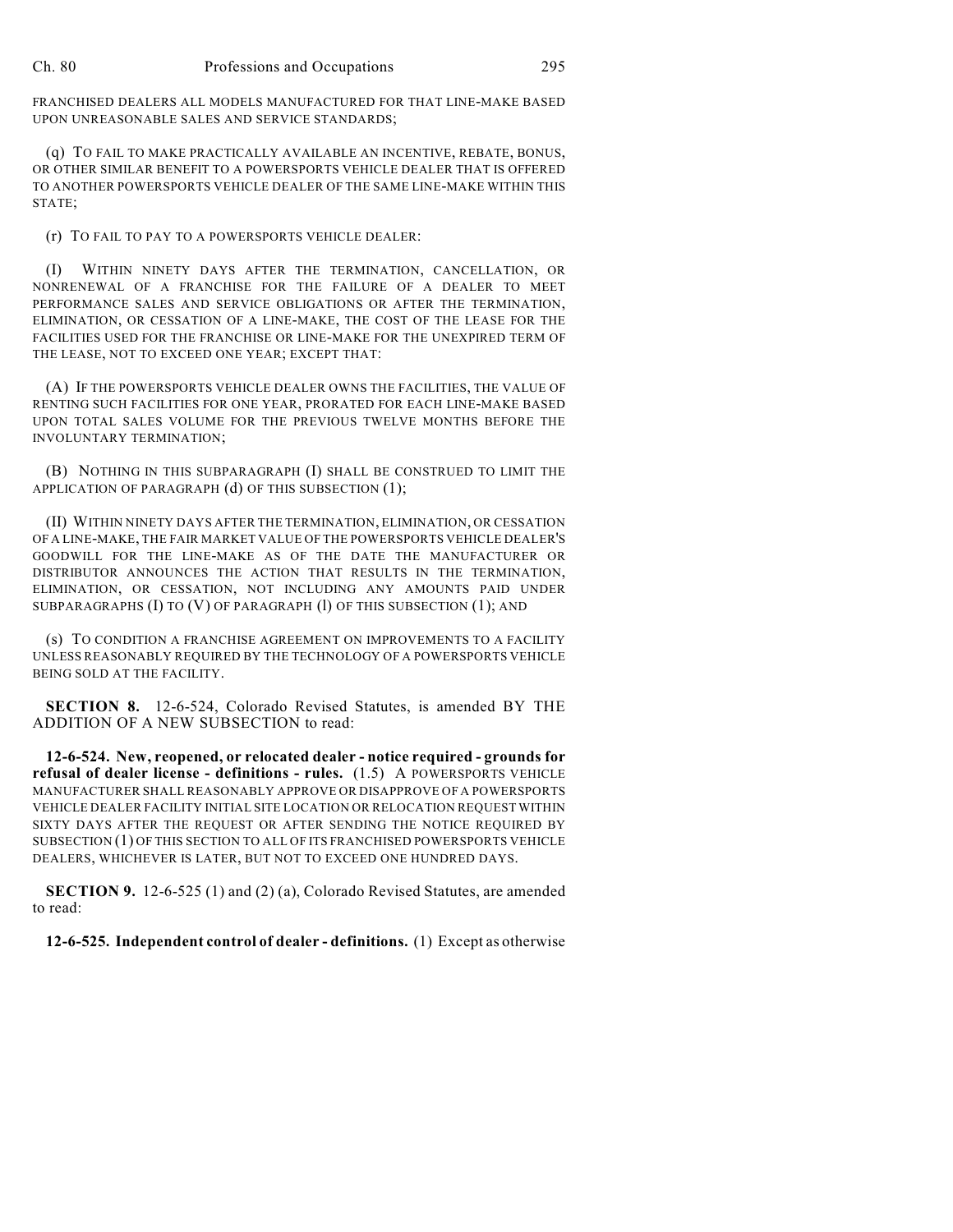FRANCHISED DEALERS ALL MODELS MANUFACTURED FOR THAT LINE-MAKE BASED UPON UNREASONABLE SALES AND SERVICE STANDARDS;

(q) TO FAIL TO MAKE PRACTICALLY AVAILABLE AN INCENTIVE, REBATE, BONUS, OR OTHER SIMILAR BENEFIT TO A POWERSPORTS VEHICLE DEALER THAT IS OFFERED TO ANOTHER POWERSPORTS VEHICLE DEALER OF THE SAME LINE-MAKE WITHIN THIS STATE;

(r) TO FAIL TO PAY TO A POWERSPORTS VEHICLE DEALER:

(I) WITHIN NINETY DAYS AFTER THE TERMINATION, CANCELLATION, OR NONRENEWAL OF A FRANCHISE FOR THE FAILURE OF A DEALER TO MEET PERFORMANCE SALES AND SERVICE OBLIGATIONS OR AFTER THE TERMINATION, ELIMINATION, OR CESSATION OF A LINE-MAKE, THE COST OF THE LEASE FOR THE FACILITIES USED FOR THE FRANCHISE OR LINE-MAKE FOR THE UNEXPIRED TERM OF THE LEASE, NOT TO EXCEED ONE YEAR; EXCEPT THAT:

(A) IF THE POWERSPORTS VEHICLE DEALER OWNS THE FACILITIES, THE VALUE OF RENTING SUCH FACILITIES FOR ONE YEAR, PRORATED FOR EACH LINE-MAKE BASED UPON TOTAL SALES VOLUME FOR THE PREVIOUS TWELVE MONTHS BEFORE THE INVOLUNTARY TERMINATION;

(B) NOTHING IN THIS SUBPARAGRAPH (I) SHALL BE CONSTRUED TO LIMIT THE APPLICATION OF PARAGRAPH (d) OF THIS SUBSECTION (1);

(II) WITHIN NINETY DAYS AFTER THE TERMINATION, ELIMINATION, OR CESSATION OF A LINE-MAKE, THE FAIR MARKET VALUE OF THE POWERSPORTS VEHICLE DEALER'S GOODWILL FOR THE LINE-MAKE AS OF THE DATE THE MANUFACTURER OR DISTRIBUTOR ANNOUNCES THE ACTION THAT RESULTS IN THE TERMINATION, ELIMINATION, OR CESSATION, NOT INCLUDING ANY AMOUNTS PAID UNDER SUBPARAGRAPHS (I) TO (V) OF PARAGRAPH (l) OF THIS SUBSECTION (1); AND

(s) TO CONDITION A FRANCHISE AGREEMENT ON IMPROVEMENTS TO A FACILITY UNLESS REASONABLY REQUIRED BY THE TECHNOLOGY OF A POWERSPORTS VEHICLE BEING SOLD AT THE FACILITY.

**SECTION 8.** 12-6-524, Colorado Revised Statutes, is amended BY THE ADDITION OF A NEW SUBSECTION to read:

**12-6-524. New, reopened, or relocated dealer - notice required - grounds for refusal of dealer license - definitions - rules.** (1.5) A POWERSPORTS VEHICLE MANUFACTURER SHALL REASONABLY APPROVE OR DISAPPROVE OF A POWERSPORTS VEHICLE DEALER FACILITY INITIAL SITE LOCATION OR RELOCATION REQUEST WITHIN SIXTY DAYS AFTER THE REQUEST OR AFTER SENDING THE NOTICE REQUIRED BY SUBSECTION (1) OF THIS SECTION TO ALL OF ITS FRANCHISED POWERSPORTS VEHICLE DEALERS, WHICHEVER IS LATER, BUT NOT TO EXCEED ONE HUNDRED DAYS.

**SECTION 9.** 12-6-525 (1) and (2) (a), Colorado Revised Statutes, are amended to read:

**12-6-525. Independent control of dealer - definitions.** (1) Except as otherwise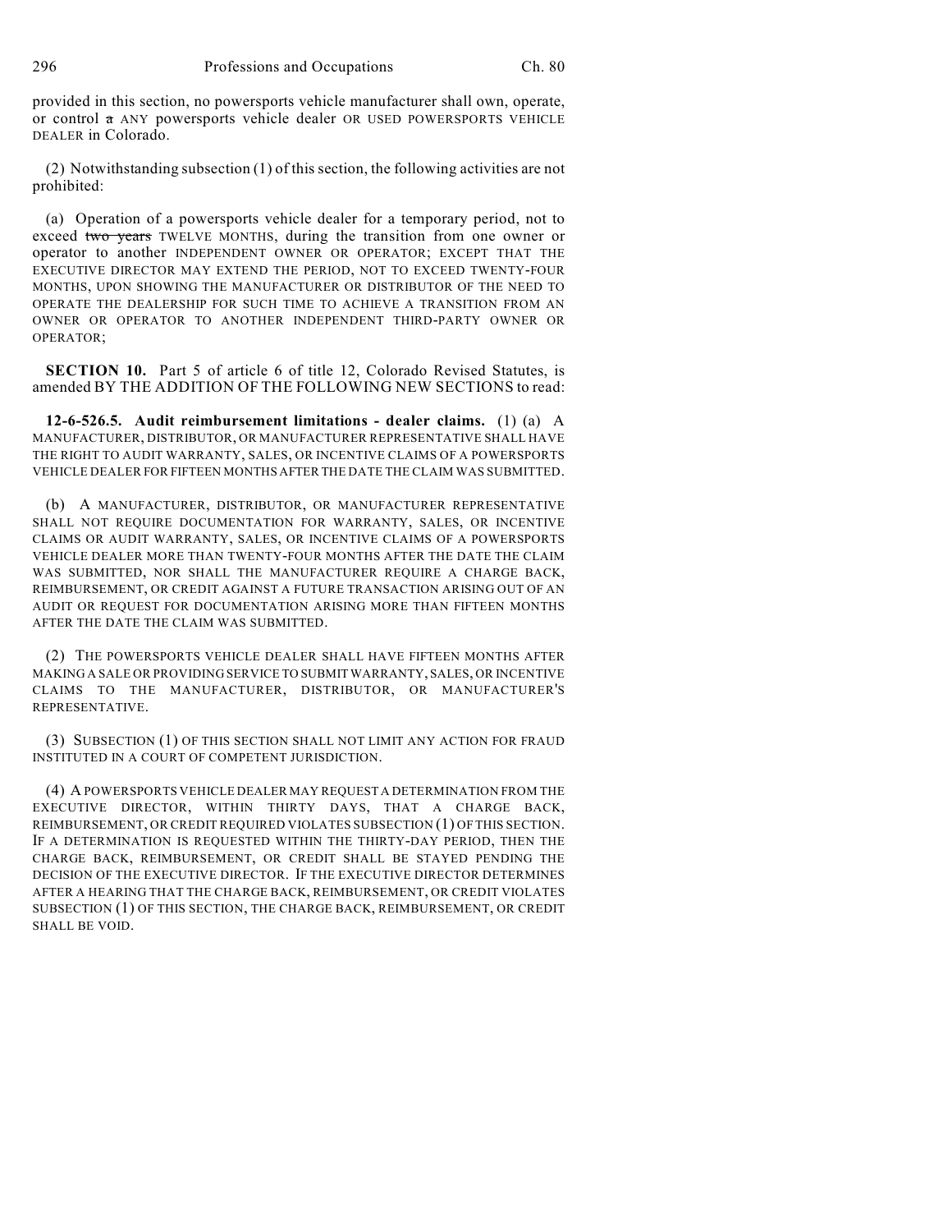provided in this section, no powersports vehicle manufacturer shall own, operate, or control ~~a~~ ANY powersports vehicle dealer OR USED POWERSPORTS VEHICLE DEALER in Colorado.

(2) Notwithstanding subsection (1) of this section, the following activities are not prohibited:

(a) Operation of a powersports vehicle dealer for a temporary period, not to exceed ~~two years~~ TWELVE MONTHS, during the transition from one owner or operator to another INDEPENDENT OWNER OR OPERATOR; EXCEPT THAT THE EXECUTIVE DIRECTOR MAY EXTEND THE PERIOD, NOT TO EXCEED TWENTY-FOUR MONTHS, UPON SHOWING THE MANUFACTURER OR DISTRIBUTOR OF THE NEED TO OPERATE THE DEALERSHIP FOR SUCH TIME TO ACHIEVE A TRANSITION FROM AN OWNER OR OPERATOR TO ANOTHER INDEPENDENT THIRD-PARTY OWNER OR OPERATOR;

**SECTION 10.** Part 5 of article 6 of title 12, Colorado Revised Statutes, is amended BY THE ADDITION OF THE FOLLOWING NEW SECTIONS to read:

**12-6-526.5. Audit reimbursement limitations - dealer claims.** (1) (a) A MANUFACTURER, DISTRIBUTOR, OR MANUFACTURER REPRESENTATIVE SHALL HAVE THE RIGHT TO AUDIT WARRANTY, SALES, OR INCENTIVE CLAIMS OF A POWERSPORTS VEHICLE DEALER FOR FIFTEEN MONTHS AFTER THE DATE THE CLAIM WAS SUBMITTED.

(b) A MANUFACTURER, DISTRIBUTOR, OR MANUFACTURER REPRESENTATIVE SHALL NOT REQUIRE DOCUMENTATION FOR WARRANTY, SALES, OR INCENTIVE CLAIMS OR AUDIT WARRANTY, SALES, OR INCENTIVE CLAIMS OF A POWERSPORTS VEHICLE DEALER MORE THAN TWENTY-FOUR MONTHS AFTER THE DATE THE CLAIM WAS SUBMITTED, NOR SHALL THE MANUFACTURER REQUIRE A CHARGE BACK, REIMBURSEMENT, OR CREDIT AGAINST A FUTURE TRANSACTION ARISING OUT OF AN AUDIT OR REQUEST FOR DOCUMENTATION ARISING MORE THAN FIFTEEN MONTHS AFTER THE DATE THE CLAIM WAS SUBMITTED.

(2) THE POWERSPORTS VEHICLE DEALER SHALL HAVE FIFTEEN MONTHS AFTER MAKING A SALE OR PROVIDING SERVICE TO SUBMIT WARRANTY, SALES, OR INCENTIVE CLAIMS TO THE MANUFACTURER, DISTRIBUTOR, OR MANUFACTURER'S REPRESENTATIVE.

(3) SUBSECTION (1) OF THIS SECTION SHALL NOT LIMIT ANY ACTION FOR FRAUD INSTITUTED IN A COURT OF COMPETENT JURISDICTION.

(4) A POWERSPORTS VEHICLE DEALER MAY REQUEST A DETERMINATION FROM THE EXECUTIVE DIRECTOR, WITHIN THIRTY DAYS, THAT A CHARGE BACK, REIMBURSEMENT, OR CREDIT REQUIRED VIOLATES SUBSECTION (1) OF THIS SECTION. IF A DETERMINATION IS REQUESTED WITHIN THE THIRTY-DAY PERIOD, THEN THE CHARGE BACK, REIMBURSEMENT, OR CREDIT SHALL BE STAYED PENDING THE DECISION OF THE EXECUTIVE DIRECTOR. IF THE EXECUTIVE DIRECTOR DETERMINES AFTER A HEARING THAT THE CHARGE BACK, REIMBURSEMENT, OR CREDIT VIOLATES SUBSECTION (1) OF THIS SECTION, THE CHARGE BACK, REIMBURSEMENT, OR CREDIT SHALL BE VOID.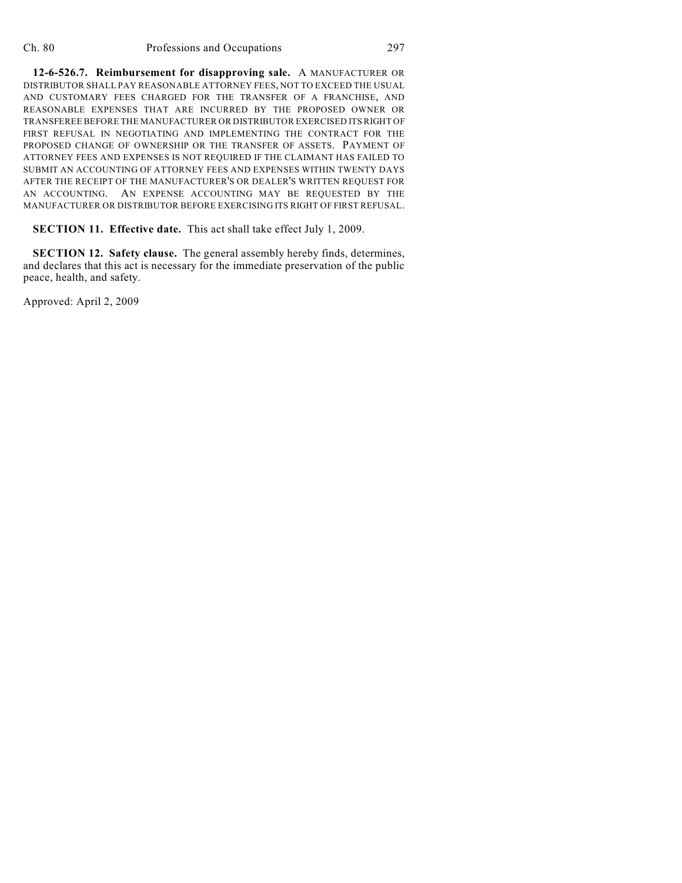**12-6-526.7. Reimbursement for disapproving sale.** A MANUFACTURER OR DISTRIBUTOR SHALL PAY REASONABLE ATTORNEY FEES, NOT TO EXCEED THE USUAL AND CUSTOMARY FEES CHARGED FOR THE TRANSFER OF A FRANCHISE, AND REASONABLE EXPENSES THAT ARE INCURRED BY THE PROPOSED OWNER OR TRANSFEREE BEFORE THE MANUFACTURER OR DISTRIBUTOR EXERCISED ITS RIGHT OF FIRST REFUSAL IN NEGOTIATING AND IMPLEMENTING THE CONTRACT FOR THE PROPOSED CHANGE OF OWNERSHIP OR THE TRANSFER OF ASSETS. PAYMENT OF ATTORNEY FEES AND EXPENSES IS NOT REQUIRED IF THE CLAIMANT HAS FAILED TO SUBMIT AN ACCOUNTING OF ATTORNEY FEES AND EXPENSES WITHIN TWENTY DAYS AFTER THE RECEIPT OF THE MANUFACTURER'S OR DEALER'S WRITTEN REQUEST FOR AN ACCOUNTING. AN EXPENSE ACCOUNTING MAY BE REQUESTED BY THE MANUFACTURER OR DISTRIBUTOR BEFORE EXERCISING ITS RIGHT OF FIRST REFUSAL.

**SECTION 11. Effective date.** This act shall take effect July 1, 2009.

**SECTION 12. Safety clause.** The general assembly hereby finds, determines, and declares that this act is necessary for the immediate preservation of the public peace, health, and safety.

Approved: April 2, 2009